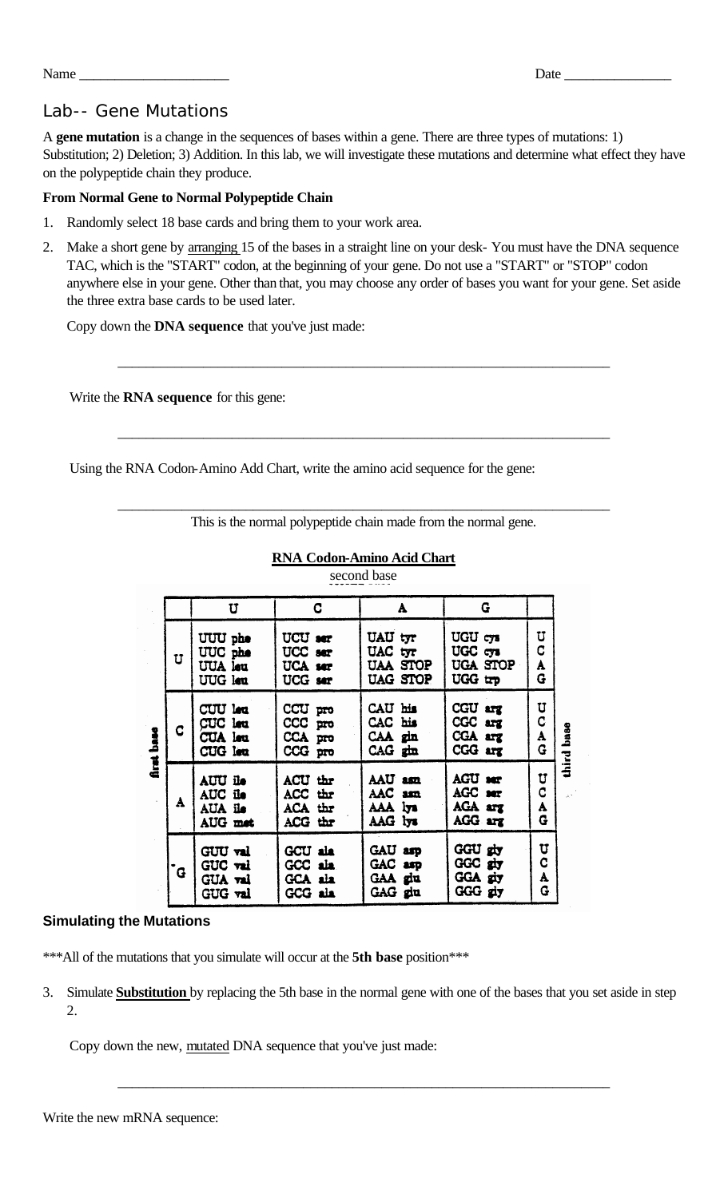Name ______________________ Date ________________

# Lab-- Gene Mutations

A **gene mutation** is a change in the sequences of bases within a gene. There are three types of mutations: 1) Substitution; 2) Deletion; 3) Addition. In this lab, we will investigate these mutations and determine what effect they have on the polypeptide chain they produce.

**From Normal Gene to Normal Polypeptide Chain**

1. Randomly select 18 base cards and bring them to your work area.
2. Make a short gene by arranging 15 of the bases in a straight line on your desk- You must have the DNA sequence TAC, which is the "START" codon, at the beginning of your gene. Do not use a "START" or "STOP" codon anywhere else in your gene. Other than that, you may choose any order of bases you want for your gene. Set aside the three extra base cards to be used later.

   Copy down the **DNA sequence** that you've just made:

   ______________________________________________________________________

   Write the **RNA sequence** for this gene:

   ______________________________________________________________________

   Using the RNA Codon-Amino Add Chart, write the amino acid sequence for the gene:

   ______________________________________________________________________

   This is the normal polypeptide chain made from the normal gene.

**RNA Codon-Amino Acid Chart**

second base

| first base | U | C | A | G | third base |
|---|---|---|---|---|---|
| U | UUU phe<br>UUC phe<br>UUA leu<br>UUG leu | UCU ser<br>UCC ser<br>UCA ser<br>UCG ser | UAU tyr<br>UAC tyr<br>UAA STOP<br>UAG STOP | UGU cys<br>UGC cys<br>UGA STOP<br>UGG trp | U<br>C<br>A<br>G |
| C | CUU leu<br>CUC leu<br>CUA leu<br>CUG leu | CCU pro<br>CCC pro<br>CCA pro<br>CCG pro | CAU his<br>CAC his<br>CAA gln<br>CAG gln | CGU arg<br>CGC arg<br>CGA arg<br>CGG arg | U<br>C<br>A<br>G |
| A | AUU ile<br>AUC ile<br>AUA ile<br>AUG met | ACU thr<br>ACC thr<br>ACA thr<br>ACG thr | AAU asn<br>AAC asn<br>AAA lys<br>AAG lys | AGU ser<br>AGC ser<br>AGA arg<br>AGG arg | U<br>C<br>A<br>G |
| G | GUU val<br>GUC val<br>GUA val<br>GUG val | GCU ala<br>GCC ala<br>GCA ala<br>GCG ala | GAU asp<br>GAC asp<br>GAA glu<br>GAG glu | GGU gly<br>GGC gly<br>GGA gly<br>GGG gly | U<br>C<br>A<br>G |

**Simulating the Mutations**

***All of the mutations that you simulate will occur at the **5th base** position***

3. Simulate **Substitution** by replacing the 5th base in the normal gene with one of the bases that you set aside in step 2.

   Copy down the new, mutated DNA sequence that you've just made:

   ______________________________________________________________________

Write the new mRNA sequence: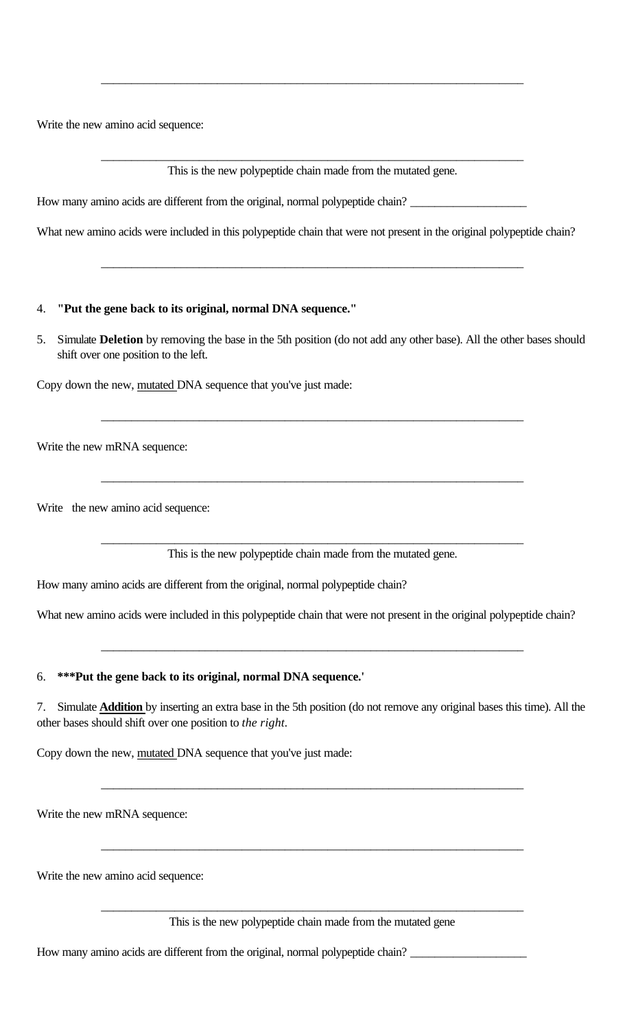\_\_\_\_\_\_\_\_\_\_\_\_\_\_\_\_\_\_\_\_\_\_\_\_\_\_\_\_\_\_\_\_\_\_\_\_\_\_\_\_\_\_\_\_\_\_\_\_\_\_\_\_\_\_\_\_\_\_\_\_\_\_\_\_\_\_\_\_\_\_

Write the new amino acid sequence:

\_\_\_\_\_\_\_\_\_\_\_\_\_\_\_\_\_\_\_\_\_\_\_\_\_\_\_\_\_\_\_\_\_\_\_\_\_\_\_\_\_\_\_\_\_\_\_\_\_\_\_\_\_\_\_\_\_\_\_\_\_\_\_\_\_\_\_\_\_\_

This is the new polypeptide chain made from the mutated gene.

How many amino acids are different from the original, normal polypeptide chain? \_\_\_\_\_\_\_\_\_\_\_\_\_\_\_\_\_\_\_

What new amino acids were included in this polypeptide chain that were not present in the original polypeptide chain?

\_\_\_\_\_\_\_\_\_\_\_\_\_\_\_\_\_\_\_\_\_\_\_\_\_\_\_\_\_\_\_\_\_\_\_\_\_\_\_\_\_\_\_\_\_\_\_\_\_\_\_\_\_\_\_\_\_\_\_\_\_\_\_\_\_\_\_\_\_\_

4. **"Put the gene back to its original, normal DNA sequence."**

5. Simulate **Deletion** by removing the base in the 5th position (do not add any other base). All the other bases should shift over one position to the left.

Copy down the new, <u>mutated</u> DNA sequence that you've just made:

\_\_\_\_\_\_\_\_\_\_\_\_\_\_\_\_\_\_\_\_\_\_\_\_\_\_\_\_\_\_\_\_\_\_\_\_\_\_\_\_\_\_\_\_\_\_\_\_\_\_\_\_\_\_\_\_\_\_\_\_\_\_\_\_\_\_\_\_\_\_

Write the new mRNA sequence:

\_\_\_\_\_\_\_\_\_\_\_\_\_\_\_\_\_\_\_\_\_\_\_\_\_\_\_\_\_\_\_\_\_\_\_\_\_\_\_\_\_\_\_\_\_\_\_\_\_\_\_\_\_\_\_\_\_\_\_\_\_\_\_\_\_\_\_\_\_\_

Write the new amino acid sequence:

\_\_\_\_\_\_\_\_\_\_\_\_\_\_\_\_\_\_\_\_\_\_\_\_\_\_\_\_\_\_\_\_\_\_\_\_\_\_\_\_\_\_\_\_\_\_\_\_\_\_\_\_\_\_\_\_\_\_\_\_\_\_\_\_\_\_\_\_\_\_

This is the new polypeptide chain made from the mutated gene.

How many amino acids are different from the original, normal polypeptide chain?

What new amino acids were included in this polypeptide chain that were not present in the original polypeptide chain?

\_\_\_\_\_\_\_\_\_\_\_\_\_\_\_\_\_\_\_\_\_\_\_\_\_\_\_\_\_\_\_\_\_\_\_\_\_\_\_\_\_\_\_\_\_\_\_\_\_\_\_\_\_\_\_\_\_\_\_\_\_\_\_\_\_\_\_\_\_\_

6. **\*\*\*Put the gene back to its original, normal DNA sequence.'**

7. Simulate <u>**Addition**</u> by inserting an extra base in the 5th position (do not remove any original bases this time). All the other bases should shift over one position to *the right*.

Copy down the new, <u>mutated</u> DNA sequence that you've just made:

\_\_\_\_\_\_\_\_\_\_\_\_\_\_\_\_\_\_\_\_\_\_\_\_\_\_\_\_\_\_\_\_\_\_\_\_\_\_\_\_\_\_\_\_\_\_\_\_\_\_\_\_\_\_\_\_\_\_\_\_\_\_\_\_\_\_\_\_\_\_

Write the new mRNA sequence:

\_\_\_\_\_\_\_\_\_\_\_\_\_\_\_\_\_\_\_\_\_\_\_\_\_\_\_\_\_\_\_\_\_\_\_\_\_\_\_\_\_\_\_\_\_\_\_\_\_\_\_\_\_\_\_\_\_\_\_\_\_\_\_\_\_\_\_\_\_\_

Write the new amino acid sequence:

\_\_\_\_\_\_\_\_\_\_\_\_\_\_\_\_\_\_\_\_\_\_\_\_\_\_\_\_\_\_\_\_\_\_\_\_\_\_\_\_\_\_\_\_\_\_\_\_\_\_\_\_\_\_\_\_\_\_\_\_\_\_\_\_\_\_\_\_\_\_

This is the new polypeptide chain made from the mutated gene

How many amino acids are different from the original, normal polypeptide chain? \_\_\_\_\_\_\_\_\_\_\_\_\_\_\_\_\_\_\_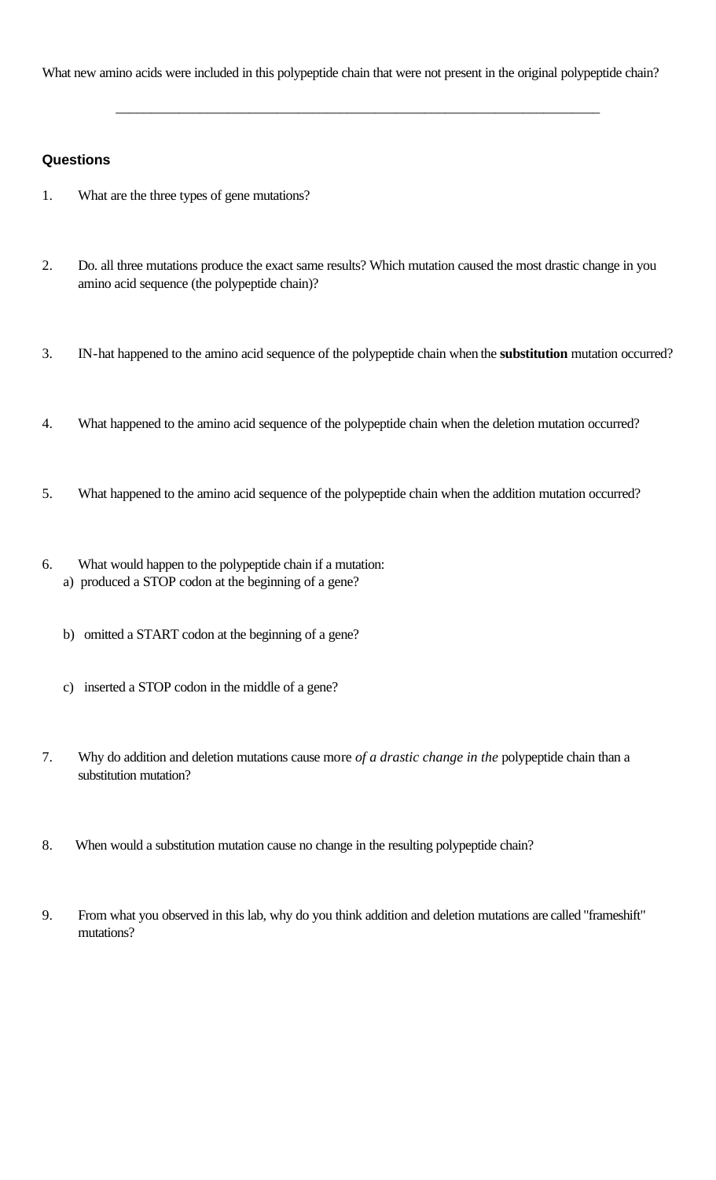What new amino acids were included in this polypeptide chain that were not present in the original polypeptide chain?

_______________________________________________________________________________

**Questions**

1. What are the three types of gene mutations?

2. Do. all three mutations produce the exact same results? Which mutation caused the most drastic change in you amino acid sequence (the polypeptide chain)?

3. IN-hat happened to the amino acid sequence of the polypeptide chain when the **substitution** mutation occurred?

4. What happened to the amino acid sequence of the polypeptide chain when the deletion mutation occurred?

5. What happened to the amino acid sequence of the polypeptide chain when the addition mutation occurred?

6. What would happen to the polypeptide chain if a mutation:
   a) produced a STOP codon at the beginning of a gene?

   b) omitted a START codon at the beginning of a gene?

   c) inserted a STOP codon in the middle of a gene?

7. Why do addition and deletion mutations cause more *of a drastic change in the* polypeptide chain than a substitution mutation?

8. When would a substitution mutation cause no change in the resulting polypeptide chain?

9. From what you observed in this lab, why do you think addition and deletion mutations are called "frameshift" mutations?